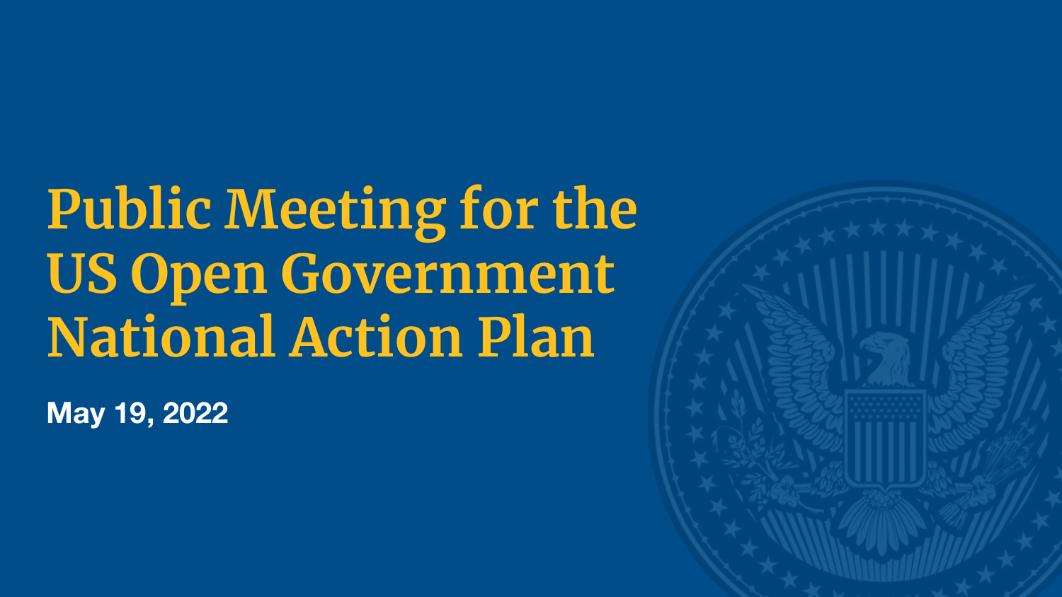# Public Meeting for the US Open Government National Action Plan

**May 19, 2022**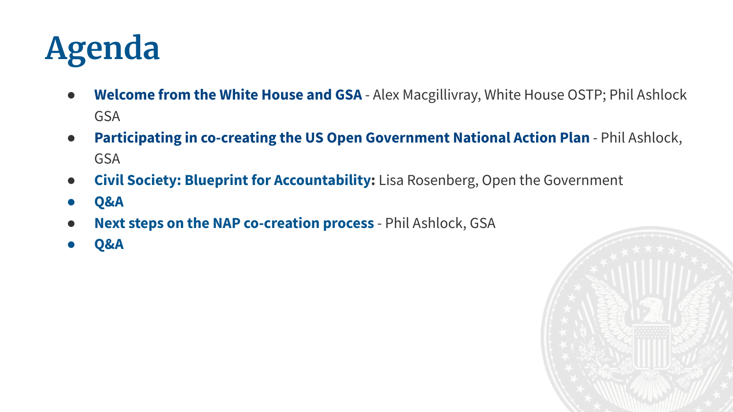# Agenda

- **Welcome from the White House and GSA** - Alex Macgillivray, White House OSTP; Phil Ashlock GSA
- **Participating in co-creating the US Open Government National Action Plan** - Phil Ashlock, GSA
- **Civil Society: Blueprint for Accountability:** Lisa Rosenberg, Open the Government
- **Q&A**
- **Next steps on the NAP co-creation process** - Phil Ashlock, GSA
- **Q&A**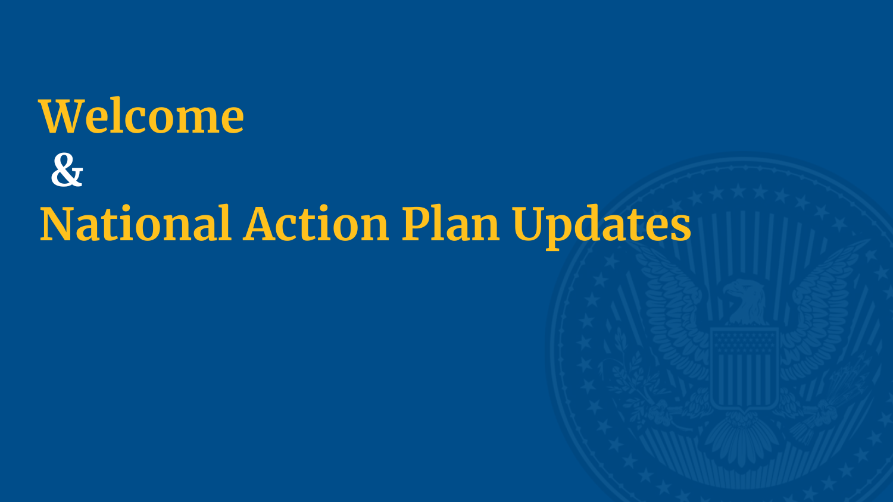# Welcome
# &
# National Action Plan Updates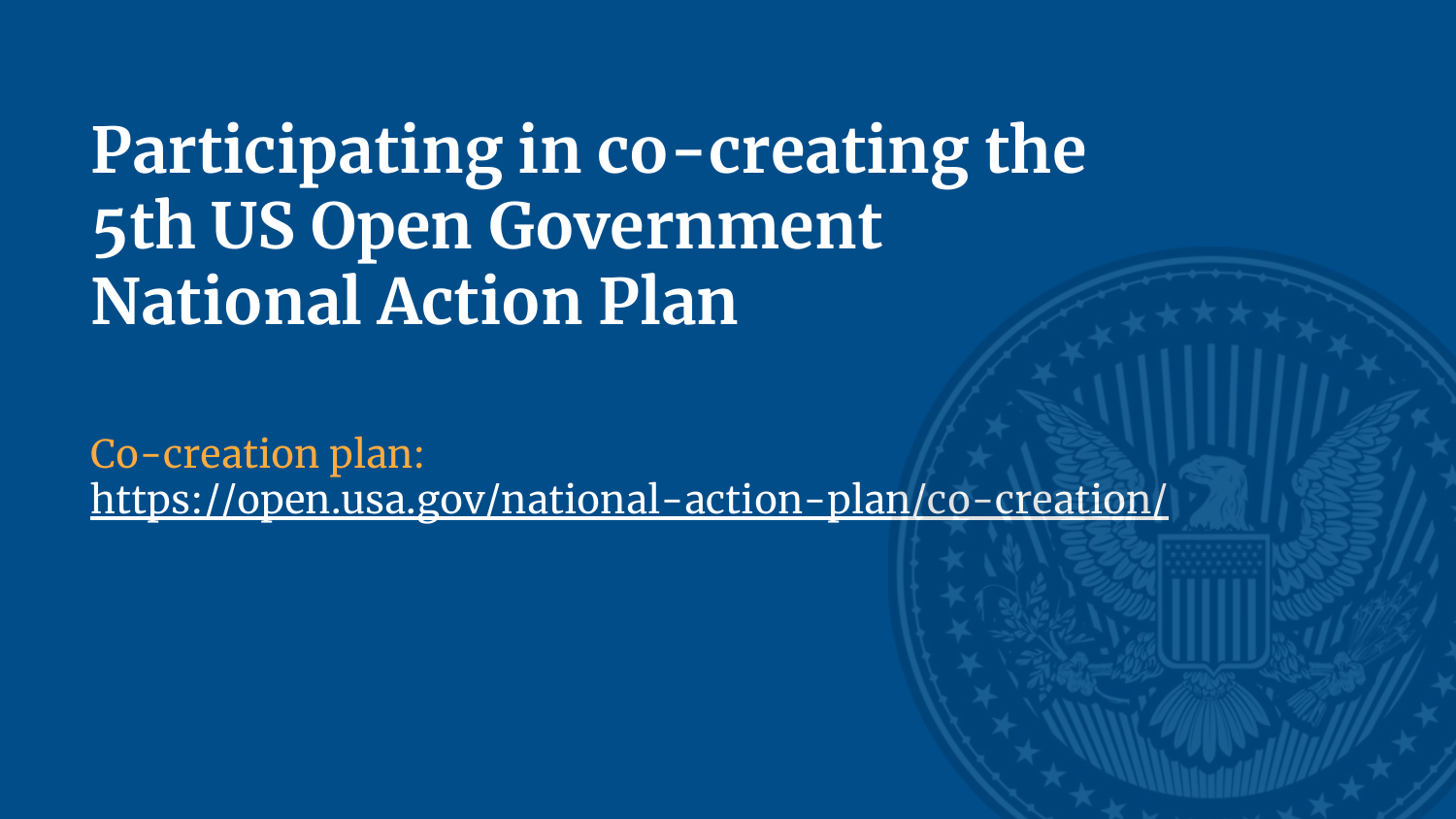# Participating in co-creating the 5th US Open Government National Action Plan

Co-creation plan:
https://open.usa.gov/national-action-plan/co-creation/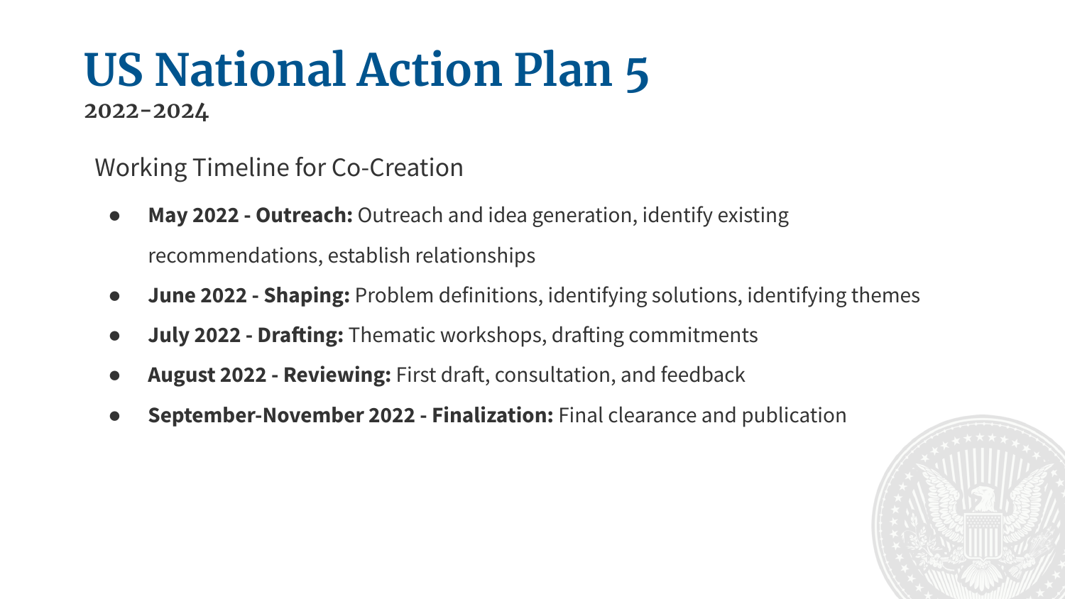# US National Action Plan 5

**2022-2024**

Working Timeline for Co-Creation

- **May 2022 - Outreach:** Outreach and idea generation, identify existing recommendations, establish relationships
- **June 2022 - Shaping:** Problem definitions, identifying solutions, identifying themes
- **July 2022 - Drafting:** Thematic workshops, drafting commitments
- **August 2022 - Reviewing:** First draft, consultation, and feedback
- **September-November 2022 - Finalization:** Final clearance and publication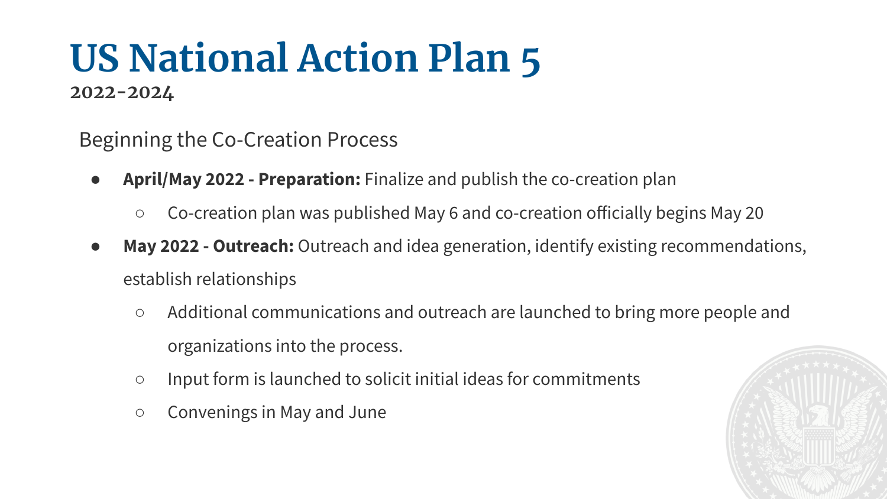# US National Action Plan 5

**2022-2024**

Beginning the Co-Creation Process

- **April/May 2022 - Preparation:** Finalize and publish the co-creation plan
  - Co-creation plan was published May 6 and co-creation officially begins May 20
- **May 2022 - Outreach:** Outreach and idea generation, identify existing recommendations, establish relationships
  - Additional communications and outreach are launched to bring more people and organizations into the process.
  - Input form is launched to solicit initial ideas for commitments
  - Convenings in May and June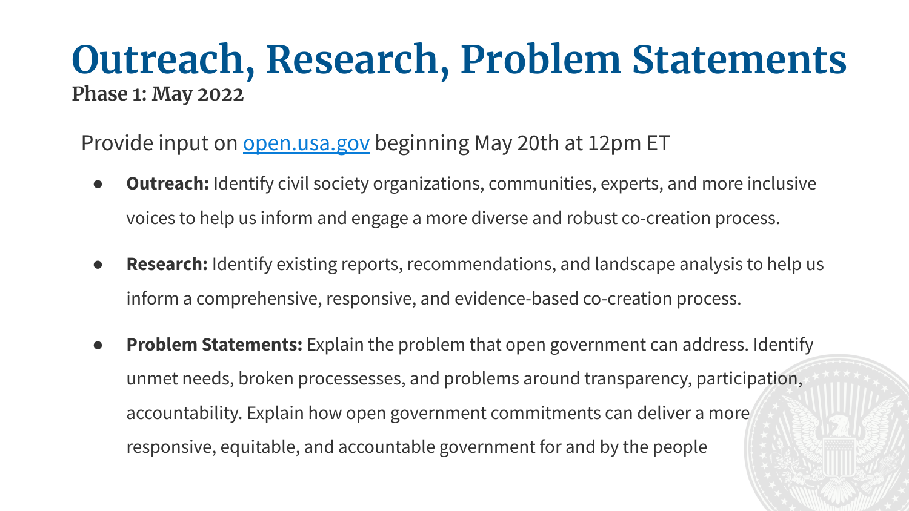# Outreach, Research, Problem Statements

**Phase 1: May 2022**

Provide input on [open.usa.gov](https://open.usa.gov) beginning May 20th at 12pm ET

- **Outreach:** Identify civil society organizations, communities, experts, and more inclusive voices to help us inform and engage a more diverse and robust co-creation process.
- **Research:** Identify existing reports, recommendations, and landscape analysis to help us inform a comprehensive, responsive, and evidence-based co-creation process.
- **Problem Statements:** Explain the problem that open government can address. Identify unmet needs, broken processesses, and problems around transparency, participation, accountability. Explain how open government commitments can deliver a more responsive, equitable, and accountable government for and by the people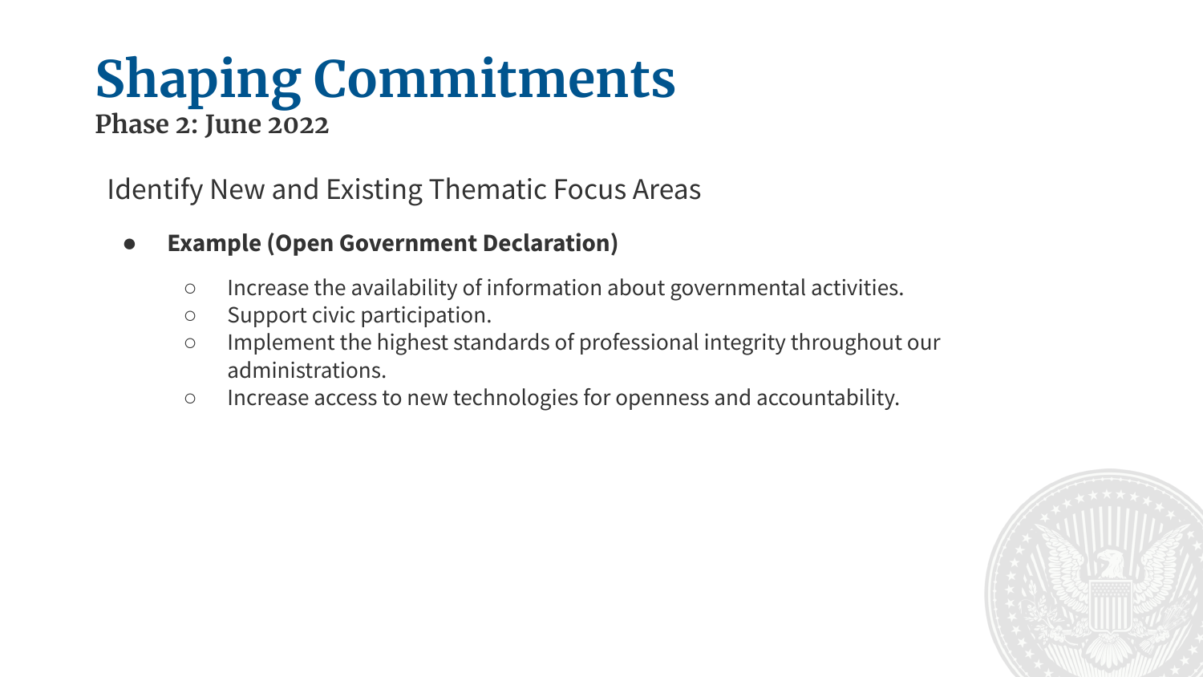# Shaping Commitments

**Phase 2: June 2022**

Identify New and Existing Thematic Focus Areas

- **Example (Open Government Declaration)**
  - Increase the availability of information about governmental activities.
  - Support civic participation.
  - Implement the highest standards of professional integrity throughout our administrations.
  - Increase access to new technologies for openness and accountability.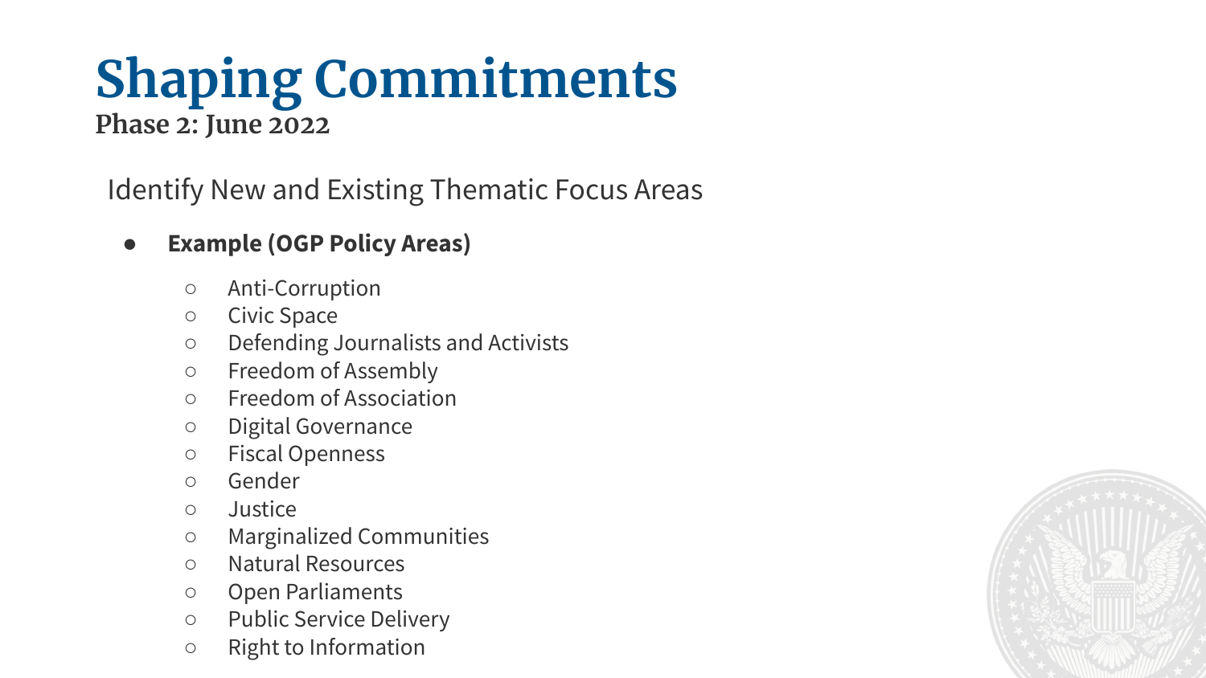# Shaping Commitments

**Phase 2: June 2022**

Identify New and Existing Thematic Focus Areas

- **Example (OGP Policy Areas)**
  - Anti-Corruption
  - Civic Space
  - Defending Journalists and Activists
  - Freedom of Assembly
  - Freedom of Association
  - Digital Governance
  - Fiscal Openness
  - Gender
  - Justice
  - Marginalized Communities
  - Natural Resources
  - Open Parliaments
  - Public Service Delivery
  - Right to Information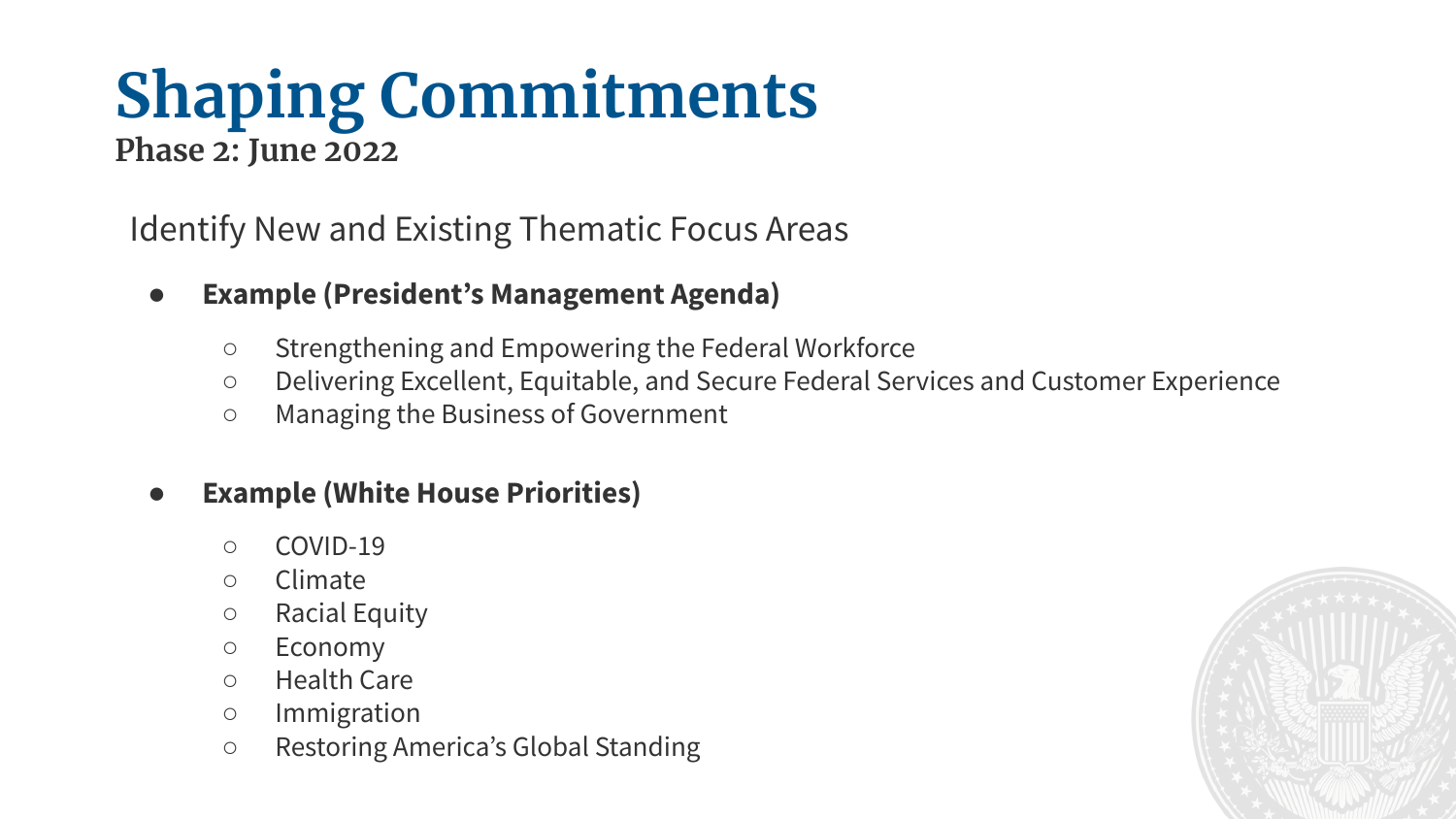# Shaping Commitments

**Phase 2: June 2022**

Identify New and Existing Thematic Focus Areas

- **Example (President's Management Agenda)**
  - Strengthening and Empowering the Federal Workforce
  - Delivering Excellent, Equitable, and Secure Federal Services and Customer Experience
  - Managing the Business of Government

- **Example (White House Priorities)**
  - COVID-19
  - Climate
  - Racial Equity
  - Economy
  - Health Care
  - Immigration
  - Restoring America's Global Standing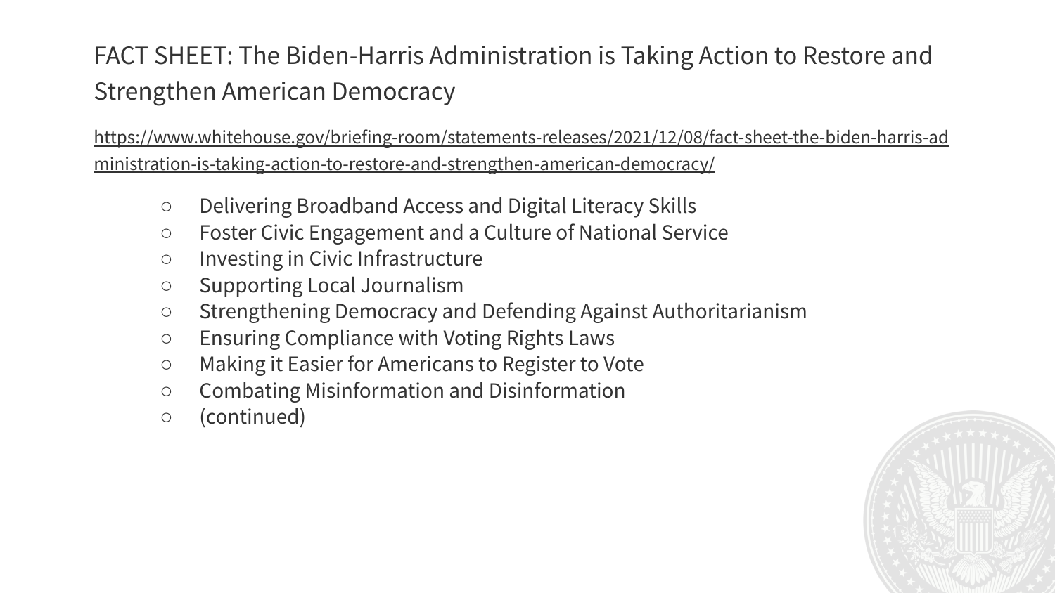# FACT SHEET: The Biden-Harris Administration is Taking Action to Restore and Strengthen American Democracy

https://www.whitehouse.gov/briefing-room/statements-releases/2021/12/08/fact-sheet-the-biden-harris-administration-is-taking-action-to-restore-and-strengthen-american-democracy/

- Delivering Broadband Access and Digital Literacy Skills
- Foster Civic Engagement and a Culture of National Service
- Investing in Civic Infrastructure
- Supporting Local Journalism
- Strengthening Democracy and Defending Against Authoritarianism
- Ensuring Compliance with Voting Rights Laws
- Making it Easier for Americans to Register to Vote
- Combating Misinformation and Disinformation
- (continued)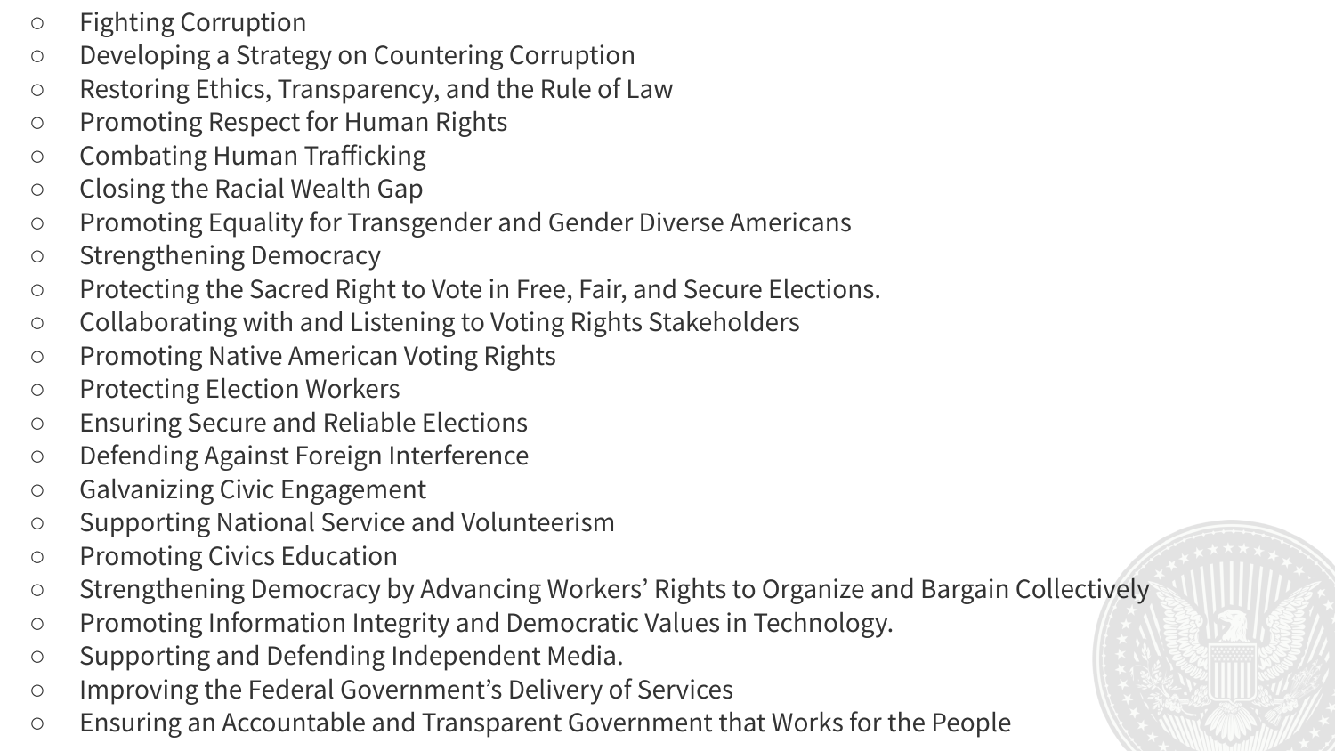- Fighting Corruption
- Developing a Strategy on Countering Corruption
- Restoring Ethics, Transparency, and the Rule of Law
- Promoting Respect for Human Rights
- Combating Human Trafficking
- Closing the Racial Wealth Gap
- Promoting Equality for Transgender and Gender Diverse Americans
- Strengthening Democracy
- Protecting the Sacred Right to Vote in Free, Fair, and Secure Elections.
- Collaborating with and Listening to Voting Rights Stakeholders
- Promoting Native American Voting Rights
- Protecting Election Workers
- Ensuring Secure and Reliable Elections
- Defending Against Foreign Interference
- Galvanizing Civic Engagement
- Supporting National Service and Volunteerism
- Promoting Civics Education
- Strengthening Democracy by Advancing Workers' Rights to Organize and Bargain Collectively
- Promoting Information Integrity and Democratic Values in Technology.
- Supporting and Defending Independent Media.
- Improving the Federal Government's Delivery of Services
- Ensuring an Accountable and Transparent Government that Works for the People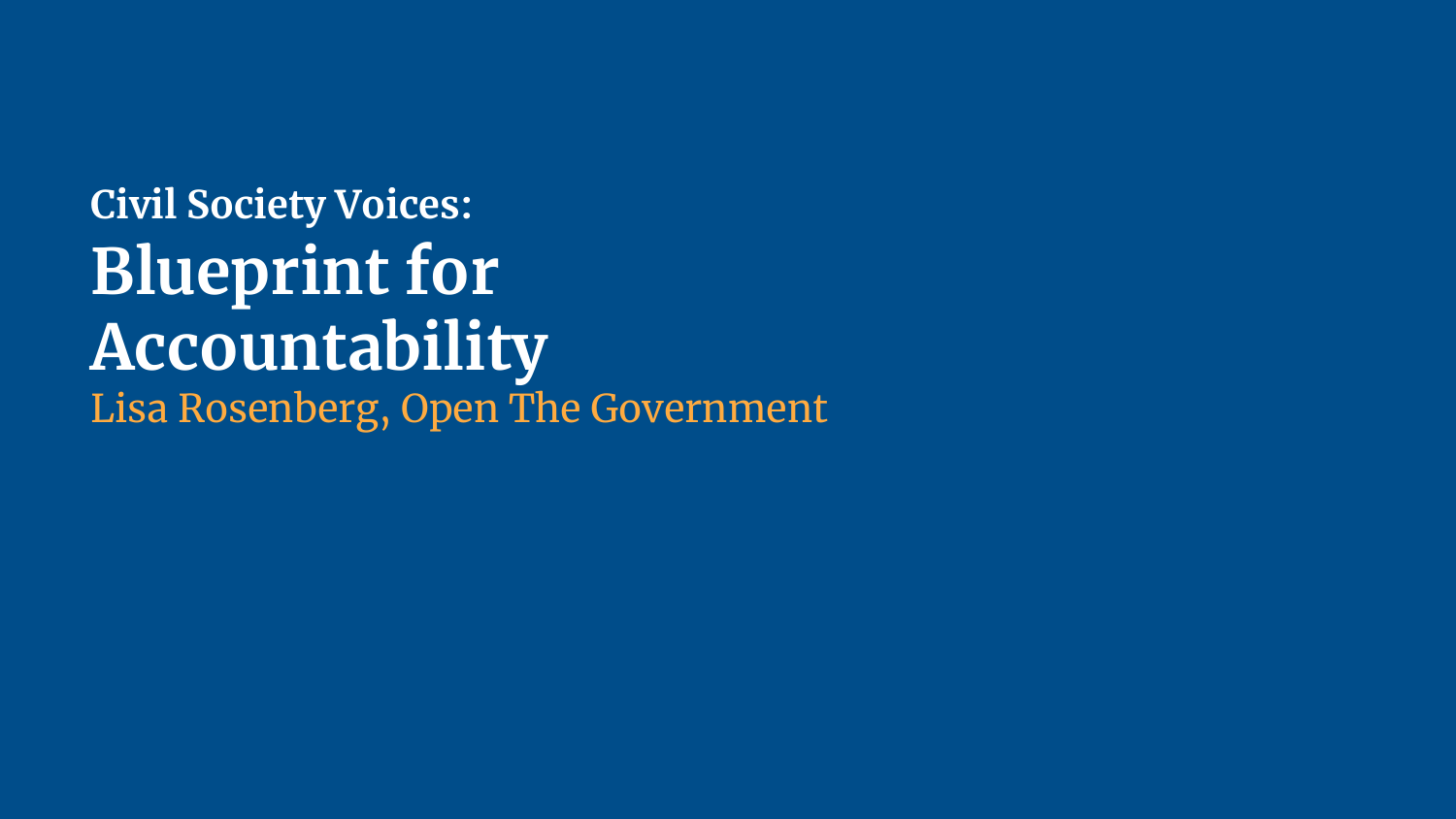**Civil Society Voices:**

# Blueprint for Accountability

Lisa Rosenberg, Open The Government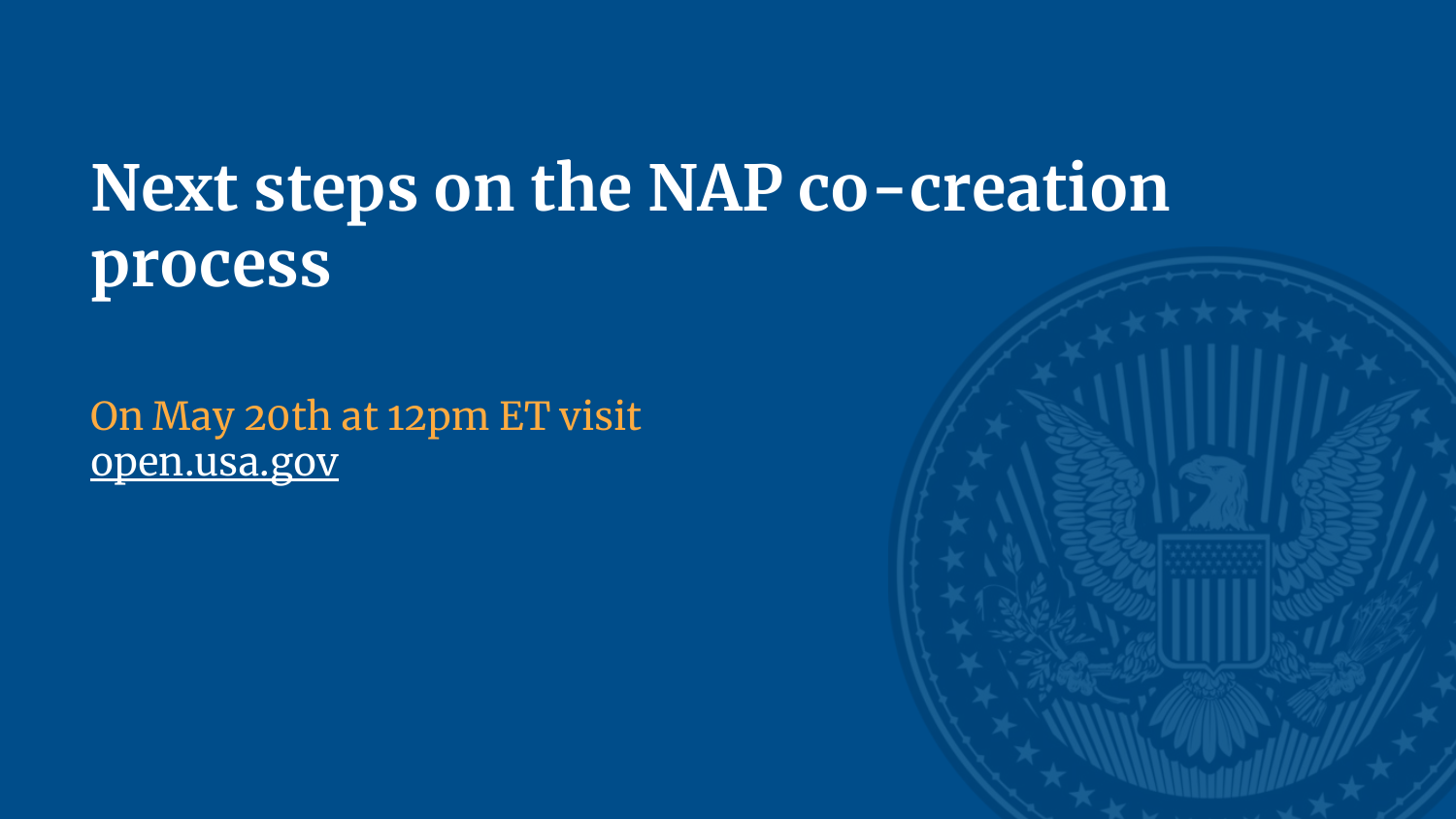# Next steps on the NAP co-creation process

On May 20th at 12pm ET visit
open.usa.gov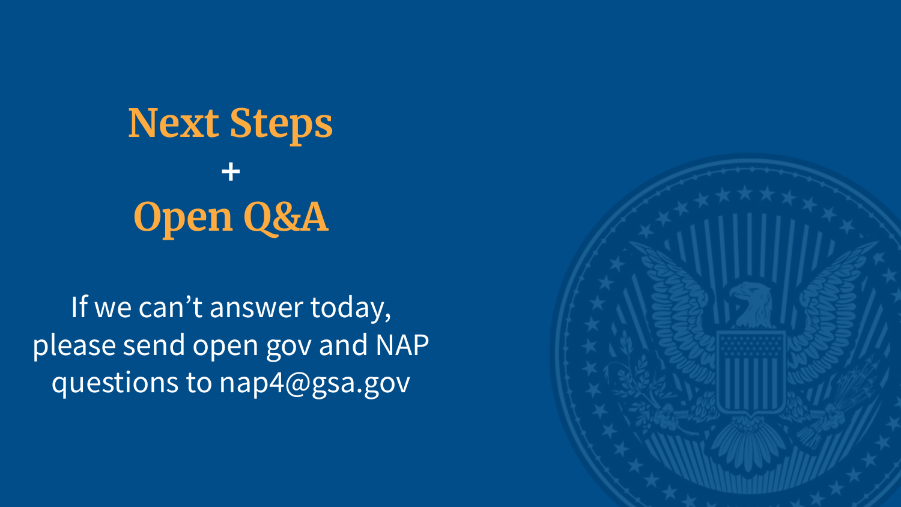# Next Steps
# +
# Open Q&A

If we can't answer today, please send open gov and NAP questions to nap4@gsa.gov